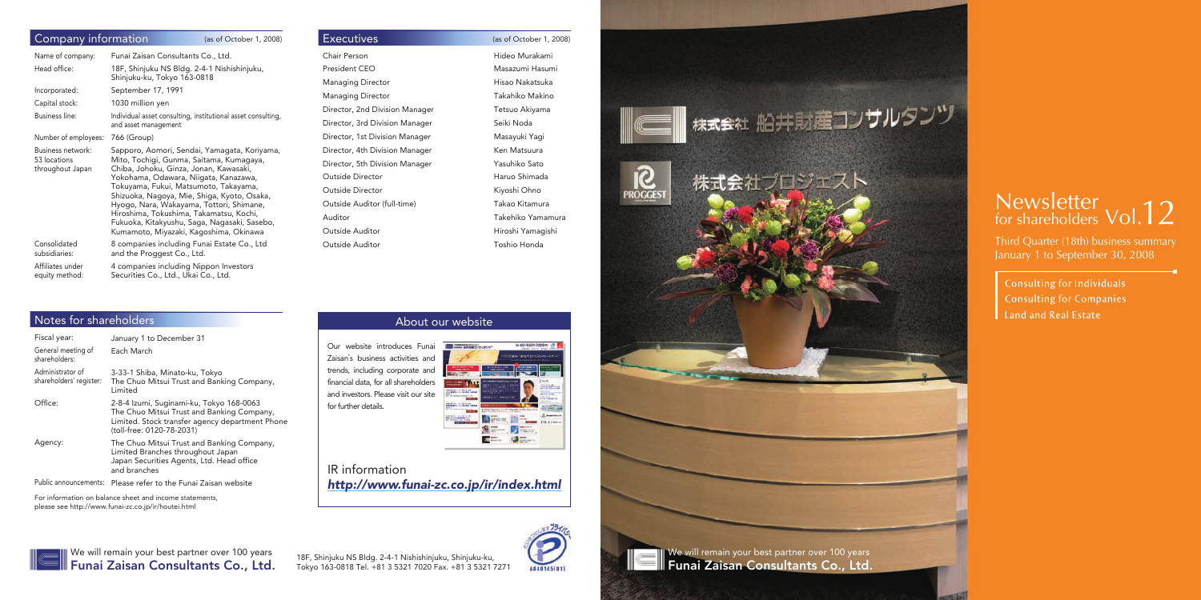# Newsletter for shareholders Vol.12

Third Quarter (18th) business summary
January 1 to September 30, 2008

Consulting for Individuals
Consulting for Companies
Land and Real Estate

We will remain your best partner over 100 years
**Funai Zaisan Consultants Co., Ltd.**

## Company information

(as of October 1, 2008)

| | |
|---|---|
| Name of company: | Funai Zaisan Consultants Co., Ltd. |
| Head office: | 18F, Shinjuku NS Bldg. 2-4-1 Nishishinjuku, Shinjuku-ku, Tokyo 163-0818 |
| Incorporated: | September 17, 1991 |
| Capital stock: | 1030 million yen |
| Business line: | Individual asset consulting, institutional asset consulting, and asset management |
| Number of employees: | 766 (Group) |
| Business network: 53 locations throughout Japan | Sapporo, Aomori, Sendai, Yamagata, Koriyama, Mito, Tochigi, Gunma, Saitama, Kumagaya, Chiba, Johoku, Ginza, Jonan, Kawasaki, Yokohama, Odawara, Niigata, Kanazawa, Tokuyama, Fukui, Matsumoto, Takayama, Shizuoka, Nagoya, Mie, Shiga, Kyoto, Osaka, Hyogo, Nara, Wakayama, Tottori, Shimane, Hiroshima, Tokushima, Takamatsu, Kochi, Fukuoka, Kitakyushu, Saga, Nagasaki, Sasebo, Kumamoto, Miyazaki, Kagoshima, Okinawa |
| Consolidated subsidiaries: | 8 companies including Funai Estate Co., Ltd and the Proggest Co., Ltd. |
| Affiliates under equity method: | 4 companies including Nippon Investors Securities Co., Ltd., Ukai Co., Ltd. |

## Executives

(as of October 1, 2008)

| | |
|---|---|
| Chair Person | Hideo Murakami |
| President CEO | Masazumi Hasumi |
| Managing Director | Hisao Nakatsuka |
| Managing Director | Takahiko Makino |
| Director, 2nd Division Manager | Tetsuo Akiyama |
| Director, 3rd Division Manager | Seiki Noda |
| Director, 1st Division Manager | Masayuki Yagi |
| Director, 4th Division Manager | Ken Matsuura |
| Director, 5th Division Manager | Yasuhiko Sato |
| Outside Director | Haruo Shimada |
| Outside Director | Kiyoshi Ohno |
| Outside Auditor (full-time) | Takao Kitamura |
| Auditor | Takehiko Yamamura |
| Outside Auditor | Hiroshi Yamagishi |
| Outside Auditor | Toshio Honda |

## Notes for shareholders

| | |
|---|---|
| Fiscal year: | January 1 to December 31 |
| General meeting of shareholders: | Each March |
| Administrator of shareholders' register: | 3-33-1 Shiba, Minato-ku, Tokyo The Chuo Mitsui Trust and Banking Company, Limited |
| Office: | 2-8-4 Izumi, Suginami-ku, Tokyo 168-0063 The Chuo Mitsui Trust and Banking Company, Limited. Stock transfer agency department Phone (toll-free: 0120-78-2031) |
| Agency: | The Chuo Mitsui Trust and Banking Company, Limited Branches throughout Japan Japan Securities Agents, Ltd. Head office and branches |
| Public announcements: | Please refer to the Funai Zaisan website |

For information on balance sheet and income statements, please see http://www.funai-zc.co.jp/ir/houtei.html

## About our website

Our website introduces Funai Zaisan's business activities and trends, including corporate and financial data, for all shareholders and investors. Please visit our site for further details.

IR information
*http://www.funai-zc.co.jp/ir/index.html*

We will remain your best partner over 100 years
**Funai Zaisan Consultants Co., Ltd.**

18F, Shinjuku NS Bldg. 2-4-1 Nishishinjuku, Shinjuku-ku, Tokyo 163-0818 Tel. +81 3 5321 7020 Fax. +81 3 5321 7271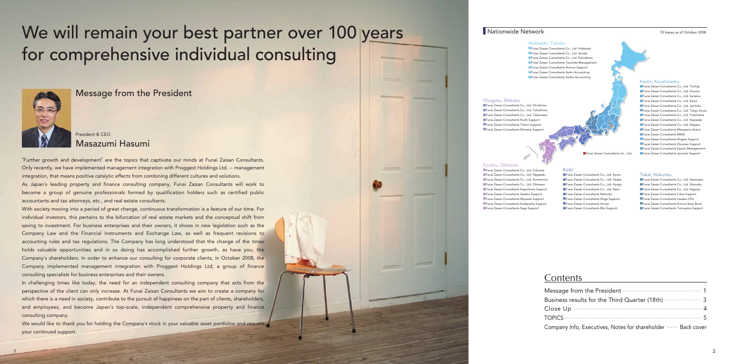# We will remain your best partner over 100 years for comprehensive individual consulting

## Message from the President

President & CEO
### Masazumi Hasumi

"Further growth and development" are the topics that captivate our minds at Funai Zaisan Consultants. Only recently, we have implemented management integration with Proggest Holdings Ltd. – management integration, that means positive catalytic effects from combining different cultures and solutions.

As Japan's leading property and finance consulting company, Funai Zaisan Consultants will work to become a group of genuine professionals formed by qualification holders such as certified public accountants and tax attorneys, etc., and real estate consultants.

With society moving into a period of great change, continuous transformation is a feature of our time. For individual investors, this pertains to the bifurcation of real estate markets and the conceptual shift from saving to investment. For business enterprises and their owners, it shows in new legislation such as the Company Law and the Financial Instruments and Exchange Law, as well as frequent revisions to accounting rules and tax regulations. The Company has long understood that the change of the times holds valuable opportunities and in so doing has accomplished further growth, as have you, the Company's shareholders. In order to enhance our consulting for corporate clients, in October 2008, the Company implemented management integration with Proggest Holdings Ltd, a group of finance consulting specialists for business enterprises and their owners.

In challenging times like today, the need for an independent consulting company that acts from the perspective of the client can only increase. At Funai Zaisan Consultants we aim to create a company for which there is a need in society, contribute to the pursuit of happiness on the part of clients, shareholders, and employees, and become Japan's top-scale, independent comprehensive property and finance consulting company.

We would like to thank you for holding the Company's stock in your valuable asset portfolios and request your continued support.

## Nationwide Network

53 bases as of October 2008.

### Hokkaido, Tohoku
- Funai Zaisan Consultants Co., Ltd. Hokkaido
- Funai Zaisan Consultants Co., Ltd. Sendai
- Funai Zaisan Consultants Co., Ltd. Fukushima
- Funai Zaisan Consultants Tsuchida Management
- Funai Zaisan Consultants Aomori Support
- Funai Zaisan Consultants Asahi Accounting
- Funai Zaisan Consultants Sanbe Accounting

### Kanto, Koushinetsu
- Funai Zaisan Consultants Co., Ltd. Tochigi
- Funai Zaisan Consultants Co., Ltd. Gunma
- Funai Zaisan Consultants Co., Ltd. Saitama
- Funai Zaisan Consultants Co., Ltd. Keiyo
- Funai Zaisan Consultants Co., Ltd. Jyohoku
- Funai Zaisan Consultants Co., Ltd. Tokyo Ginza
- Funai Zaisan Consultants Co., Ltd. Yokohama
- Funai Zaisan Consultants Co., Ltd. Kawasaki
- Funai Zaisan Consultants Co., Ltd. Nagano
- Funai Zaisan Consultants Masuyama Soken
- Funai Zaisan Consultants MMG
- Funai Zaisan Consultants Niigata Support
- Funai Zaisan Consultants Shounan Support
- Funai Zaisan Consultants Eguchi Management
- Funai Zaisan Consultants Jyounan Support

### Chugoku, Shikoku
- Funai Zaisan Consultants Co., Ltd. Hiroshima
- Funai Zaisan Consultants Co., Ltd. Tokushima
- Funai Zaisan Consultants Co., Ltd. Takamatsu
- Funai Zaisan Consultants Kochi Support
- Funai Zaisan Consultants Tottori Support
- Funai Zaisan Consultants Shimane Support

Funai Zaisan Consultants Co., Ltd.

### Kyushu, Okinawa
- Funai Zaisan Consultants Co., Ltd. Fukuoka
- Funai Zaisan Consultants Co., Ltd. Nagasaki
- Funai Zaisan Consultants Co., Ltd. Kumamoto
- Funai Zaisan Consultants Co., Ltd. Okinawa
- Funai Zaisan Consultants Kagoshima Support
- Funai Zaisan Consultants Sasebo Support
- Funai Zaisan Consultants Miyazaki Support
- Funai Zaisan Consultants Kitakyushu Support
- Funai Zaisan Consultants Saga Support

### Kinki
- Funai Zaisan Consultants Co., Ltd. Kyoto
- Funai Zaisan Consultants Co., Ltd. Osaka
- Funai Zaisan Consultants Co., Ltd. Hyogo
- Funai Zaisan Consultants Co., Ltd. Nara
- Funai Zaisan Consultants Nishioka
- Funai Zaisan Consultants Shiga Support
- Funai Zaisan Consultants Hirose
- Funai Zaisan Consultants Mie Support

### Tokai, Hokuriku
- Funai Zaisan Consultants Co., Ltd. Kanazawa
- Funai Zaisan Consultants Co., Ltd. Shizuoka
- Funai Zaisan Consultants Co., Ltd. Nagoya
- Funai Zaisan Consultants Tokai Support
- Funai Zaisan Consultants Uesaka CPA
- Funai Zaisan Consultants Kimura Keiei Brain
- Funai Zaisan Consultants Tomiyama Support

## Contents

| | |
|---|---|
| Message from the President | 1 |
| Business results for the Third Quarter (18th) | 3 |
| Close Up | 4 |
| TOPICS | 5 |
| Company Info, Executives, Notes for shareholder | Back cover |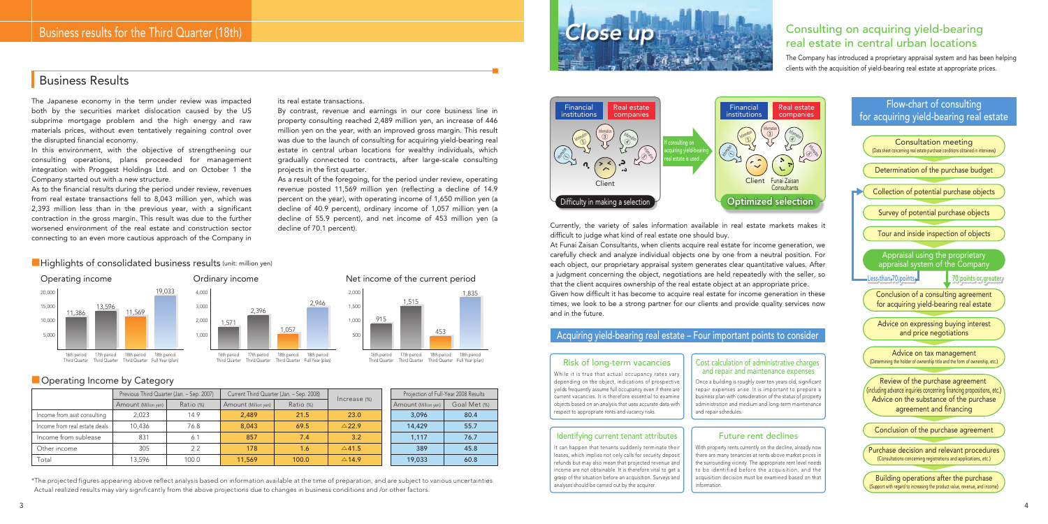# Business results for the Third Quarter (18th)

## Business Results

The Japanese economy in the term under review was impacted both by the securities market dislocation caused by the US subprime mortgage problem and the high energy and raw materials prices, without even tentatively regaining control over the disrupted financial economy.

In this environment, with the objective of strengthening our consulting operations, plans proceeded for management integration with Proggest Holdings Ltd. and on October 1 the Company started out with a new structure.

As to the financial results during the period under review, revenues from real estate transactions fell to 8,043 million yen, which was 2,393 million less than in the previous year, with a significant contraction in the gross margin. This result was due to the further worsened environment of the real estate and construction sector connecting to an even more cautious approach of the Company in its real estate transactions.

By contrast, revenue and earnings in our core business line in property consulting reached 2,489 million yen, an increase of 446 million yen on the year, with an improved gross margin. This result was due to the launch of consulting for acquiring yield-bearing real estate in central urban locations for wealthy individuals, which gradually connected to contracts, after large-scale consulting projects in the first quarter.

As a result of the foregoing, for the period under review, operating revenue posted 11,569 million yen (reflecting a decline of 14.9 percent on the year), with operating income of 1,650 million yen (a decline of 40.9 percent), ordinary income of 1,057 million yen (a decline of 55.9 percent), and net income of 453 million yen (a decline of 70.1 percent).

### Highlights of consolidated business results (unit: million yen)

**Operating income**

| 16th period Third Quarter | 17th period Third Quarter | 18th period Third Quarter | 18th period Full Year (plan) |
|---|---|---|---|
| 11,386 | 13,596 | 11,569 | 19,033 |

**Ordinary income**

| 16th period Third Quarter | 17th period Third Quarter | 18th period Third Quarter | 18th period Full Year (plan) |
|---|---|---|---|
| 1,571 | 2,396 | 1,057 | 2,946 |

**Net income of the current period**

| 16th period Third Quarter | 17th period Third Quarter | 18th period Third Quarter | 18th period Full Year (plan) |
|---|---|---|---|
| 915 | 1,515 | 453 | 1,835 |

### Operating Income by Category

| | Previous Third Quarter (Jan. – Sep. 2007) | | Current Third Quarter (Jan. – Sep. 2008) | | Increase (%) | Projection of Full-Year 2008 Results | |
|---|---|---|---|---|---|---|---|
| | Amount (Million yen) | Ratio (%) | Amount (Million yen) | Ratio (%) | | Amount (Million yen) | Goal Met (%) |
| Income from asst consulting | 2,023 | 14.9 | 2,489 | 21.5 | 23.0 | 3,096 | 80.4 |
| Income from real estate deals | 10,436 | 76.8 | 8,043 | 69.5 | △22.9 | 14,429 | 55.7 |
| Income from sublease | 831 | 6.1 | 857 | 7.4 | 3.2 | 1,117 | 76.7 |
| Other income | 305 | 2.2 | 178 | 1.6 | △41.5 | 389 | 45.8 |
| Total | 13,596 | 100.0 | 11,569 | 100.0 | △14.9 | 19,033 | 60.8 |

*The projected figures appearing above reflect analysis based on information available at the time of preparation, and are subject to various uncertainties. Actual realized results may vary significantly from the above projections due to changes in business conditions and /or other factors.

# Close up

## Consulting on acquiring yield-bearing real estate in central urban locations

The Company has introduced a proprietary appraisal system and has been helping clients with the acquisition of yield-bearing real estate at appropriate prices.

Financial institutions / Real estate companies — Information ① ② ③ ④ ⑤ — Client — Difficulty in making a selection

If consulting on acquiring yield-bearing real estate is used ...

Financial institutions / Real estate companies — Information ① ② ③ ④ ⑤ — Client / Funai Zaisan Consultants — Optimized selection

Currently, the variety of sales information available in real estate markets makes it difficult to judge what kind of real estate one should buy.

At Funai Zaisan Consultants, when clients acquire real estate for income generation, we carefully check and analyze individual objects one by one from a neutral position. For each object, our proprietary appraisal system generates clear quantitative values. After a judgment concerning the object, negotiations are held repeatedly with the seller, so that the client acquires ownership of the real estate object at an appropriate price.

Given how difficult it has become to acquire real estate for income generation in these times, we look to be a strong partner for our clients and provide quality services now and in the future.

### Acquiring yield-bearing real estate – Four important points to consider

#### Risk of long-term vacancies

While it is true that actual occupancy rates vary depending on the object, indications of prospective yields frequently assume full occupancy even if there are current vacancies. It is therefore essential to examine objects based on an analysis that uses accurate data with respect to appropriate rents and vacancy risks.

#### Cost calculation of administrative charges and repair and maintenance expenses

Once a building is roughly over ten years old, significant repair expenses arise. It is important to prepare a business plan with consideration of the status of property administration and medium and long-term maintenance and repair schedules.

#### Identifying current tenant attributes

It can happen that tenants suddenly terminate their leases, which implies not only calls for security deposit refunds but may also mean that projected revenue and income are not obtainable. It is therefore vital to get a grasp of the situation before an acquisition. Surveys and analyses should be carried out by the acquirer.

#### Future rent declines

With property rents currently on the decline, already now there are many tenancies at rents above market prices in the surrounding vicinity. The appropriate rent level needs to be identified before the acquisition, and the acquisition decision must be examined based on that information.

### Flow-chart of consulting for acquiring yield-bearing real estate

- Consultation meeting (Data sheet concerning real estate purchase conditions obtained in interviews)
- Determination of the purchase budget
- Collection of potential purchase objects
- Survey of potential purchase objects
- Tour and inside inspection of objects
- Appraisal using the proprietary appraisal system of the Company
  - Less than 70 points → back to Collection of potential purchase objects
  - 70 points or greater ↓
- Conclusion of a consulting agreement for acquiring yield-bearing real estate
- Advice on expressing buying interest and price negotiations
- Advice on tax management (Determining the holder of ownership title and the form of ownership, etc.)
- Review of the purchase agreement (including advance inquiries concerning financing propositions, etc.) Advice on the substance of the purchase agreement and financing
- Conclusion of the purchase agreement
- Purchase decision and relevant procedures (Consultations concerning registrations and applications, etc.)
- Building operations after the purchase (Support with regard to increasing the product value, revenue, and income)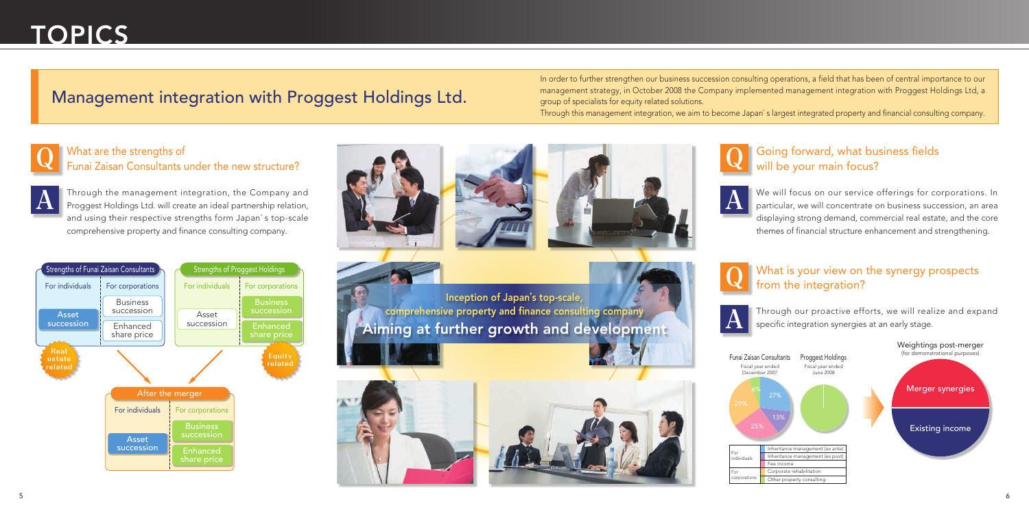# TOPICS

## Management integration with Proggest Holdings Ltd.

In order to further strengthen our business succession consulting operations, a field that has been of central importance to our management strategy, in October 2008 the Company implemented management integration with Proggest Holdings Ltd, a group of specialists for equity related solutions.

Through this management integration, we aim to become Japan's largest integrated property and financial consulting company.

### Q What are the strengths of Funai Zaisan Consultants under the new structure?

**A** Through the management integration, the Company and Proggest Holdings Ltd. will create an ideal partnership relation, and using their respective strengths form Japan's top-scale comprehensive property and finance consulting company.

Strengths of Funai Zaisan Consultants

For individuals | For corporations

Asset succession

Business succession

Enhanced share price

Real estate related

Strengths of Proggest Holdings

For individuals | For corporations

Asset succession

Business succession

Enhanced share price

Equity related

After the merger

For individuals | For corporations

Asset succession

Business succession

Enhanced share price

**Inception of Japan's top-scale, comprehensive property and finance consulting company**

**Aiming at further growth and development**

### Q Going forward, what business fields will be your main focus?

**A** We will focus on our service offerings for corporations. In particular, we will concentrate on business succession, an area displaying strong demand, commercial real estate, and the core themes of financial structure enhancement and strengthening.

### Q What is your view on the synergy prospects from the integration?

**A** Through our proactive efforts, we will realize and expand specific integration synergies at an early stage.

Funai Zaisan Consultants
Fiscal year ended December 2007

6%
27%
13%
25%
29%

Proggest Holdings
Fiscal year ended June 2008

Weightings post-merger
(for demonstrational purposes)

Merger synergies

Existing income

| | |
|---|---|
| For individuals | Inheritance management (ex ante) |
| | Inheritance management (ex post) |
| | Fee income |
| For corporations | Corporate rehabilitation |
| | Other property consulting |